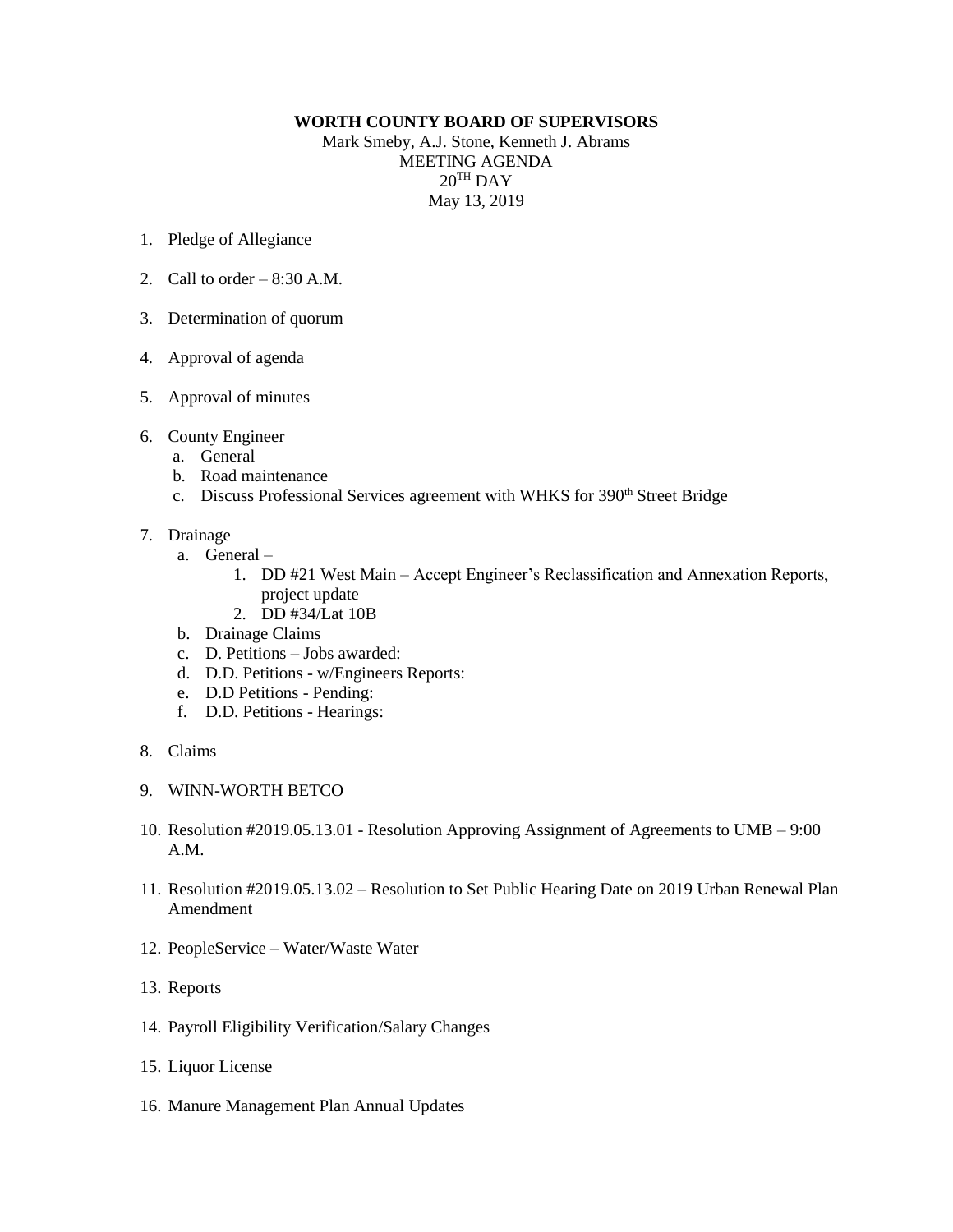**WORTH COUNTY BOARD OF SUPERVISORS**

Mark Smeby, A.J. Stone, Kenneth J. Abrams
MEETING AGENDA
20TH DAY
May 13, 2019

1. Pledge of Allegiance

2. Call to order – 8:30 A.M.

3. Determination of quorum

4. Approval of agenda

5. Approval of minutes

6. County Engineer
   a. General
   b. Road maintenance
   c. Discuss Professional Services agreement with WHKS for 390th Street Bridge

7. Drainage
   a. General –
      1. DD #21 West Main – Accept Engineer's Reclassification and Annexation Reports, project update
      2. DD #34/Lat 10B
   b. Drainage Claims
   c. D. Petitions – Jobs awarded:
   d. D.D. Petitions - w/Engineers Reports:
   e. D.D Petitions - Pending:
   f. D.D. Petitions - Hearings:

8. Claims

9. WINN-WORTH BETCO

10. Resolution #2019.05.13.01 - Resolution Approving Assignment of Agreements to UMB – 9:00 A.M.

11. Resolution #2019.05.13.02 – Resolution to Set Public Hearing Date on 2019 Urban Renewal Plan Amendment

12. PeopleService – Water/Waste Water

13. Reports

14. Payroll Eligibility Verification/Salary Changes

15. Liquor License

16. Manure Management Plan Annual Updates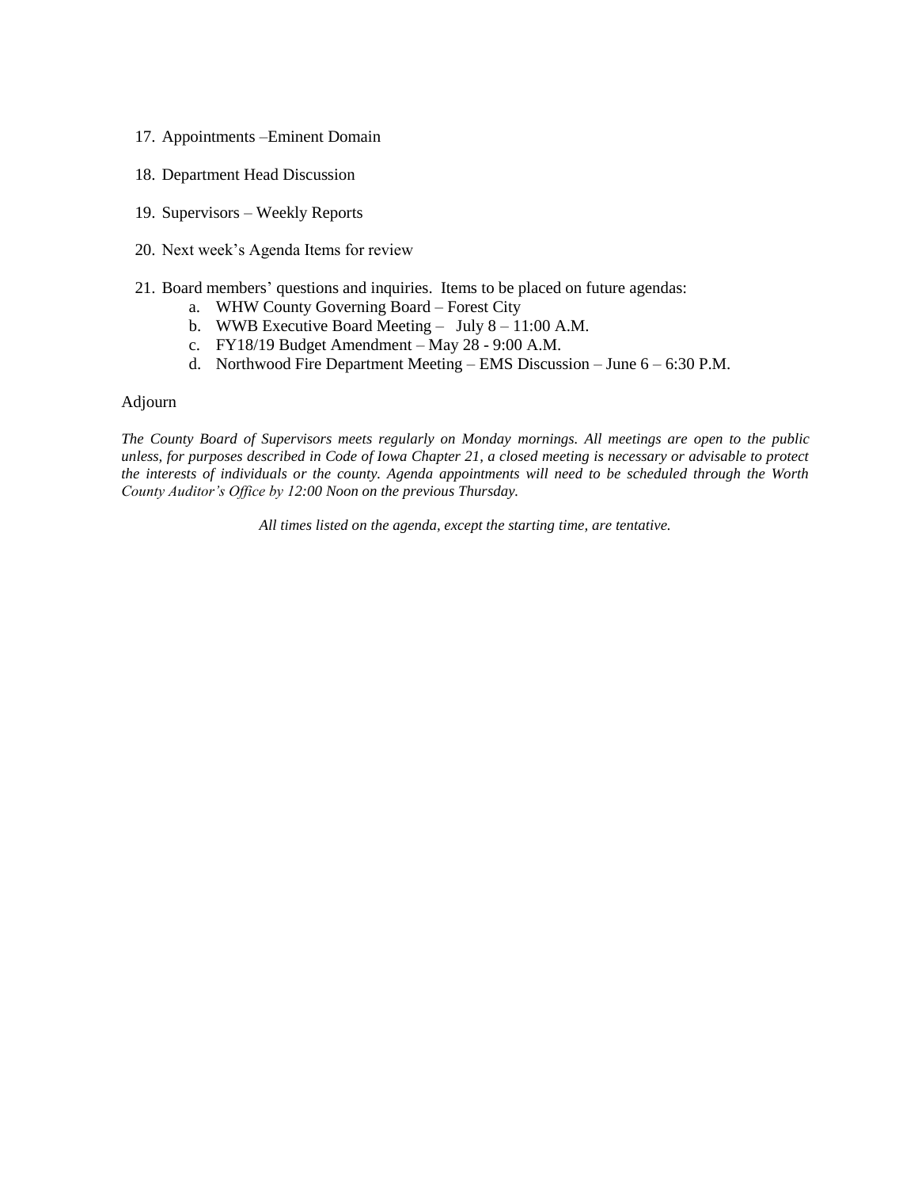17. Appointments –Eminent Domain

18. Department Head Discussion

19. Supervisors – Weekly Reports

20. Next week's Agenda Items for review

21. Board members' questions and inquiries. Items to be placed on future agendas:
    a. WHW County Governing Board – Forest City
    b. WWB Executive Board Meeting – July 8 – 11:00 A.M.
    c. FY18/19 Budget Amendment – May 28 - 9:00 A.M.
    d. Northwood Fire Department Meeting – EMS Discussion – June 6 – 6:30 P.M.

Adjourn

*The County Board of Supervisors meets regularly on Monday mornings. All meetings are open to the public unless, for purposes described in Code of Iowa Chapter 21, a closed meeting is necessary or advisable to protect the interests of individuals or the county. Agenda appointments will need to be scheduled through the Worth County Auditor's Office by 12:00 Noon on the previous Thursday.*

*All times listed on the agenda, except the starting time, are tentative.*